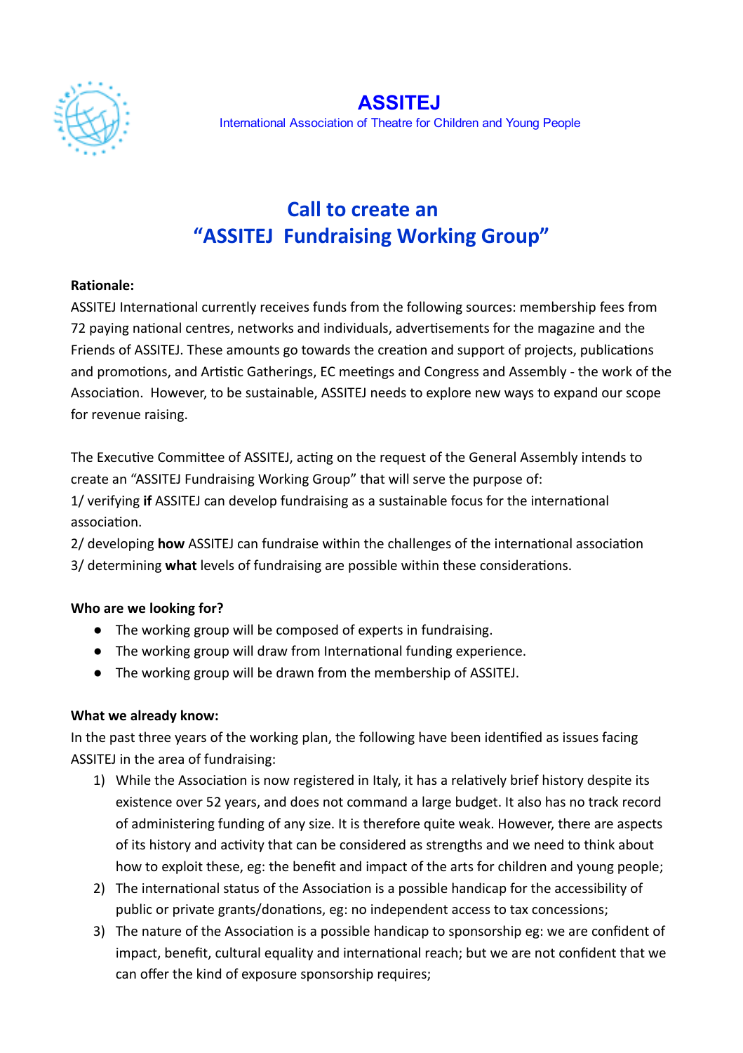# ASSITEJ

International Association of Theatre for Children and Young People

## Call to create an "ASSITEJ Fundraising Working Group"

**Rationale:**

ASSITEJ International currently receives funds from the following sources: membership fees from 72 paying national centres, networks and individuals, advertisements for the magazine and the Friends of ASSITEJ. These amounts go towards the creation and support of projects, publications and promotions, and Artistic Gatherings, EC meetings and Congress and Assembly - the work of the Association. However, to be sustainable, ASSITEJ needs to explore new ways to expand our scope for revenue raising.

The Executive Committee of ASSITEJ, acting on the request of the General Assembly intends to create an "ASSITEJ Fundraising Working Group" that will serve the purpose of:

1/ verifying **if** ASSITEJ can develop fundraising as a sustainable focus for the international association.

2/ developing **how** ASSITEJ can fundraise within the challenges of the international association

3/ determining **what** levels of fundraising are possible within these considerations.

**Who are we looking for?**

- The working group will be composed of experts in fundraising.
- The working group will draw from International funding experience.
- The working group will be drawn from the membership of ASSITEJ.

**What we already know:**

In the past three years of the working plan, the following have been identified as issues facing ASSITEJ in the area of fundraising:

1) While the Association is now registered in Italy, it has a relatively brief history despite its existence over 52 years, and does not command a large budget. It also has no track record of administering funding of any size. It is therefore quite weak. However, there are aspects of its history and activity that can be considered as strengths and we need to think about how to exploit these, eg: the benefit and impact of the arts for children and young people;
2) The international status of the Association is a possible handicap for the accessibility of public or private grants/donations, eg: no independent access to tax concessions;
3) The nature of the Association is a possible handicap to sponsorship eg: we are confident of impact, benefit, cultural equality and international reach; but we are not confident that we can offer the kind of exposure sponsorship requires;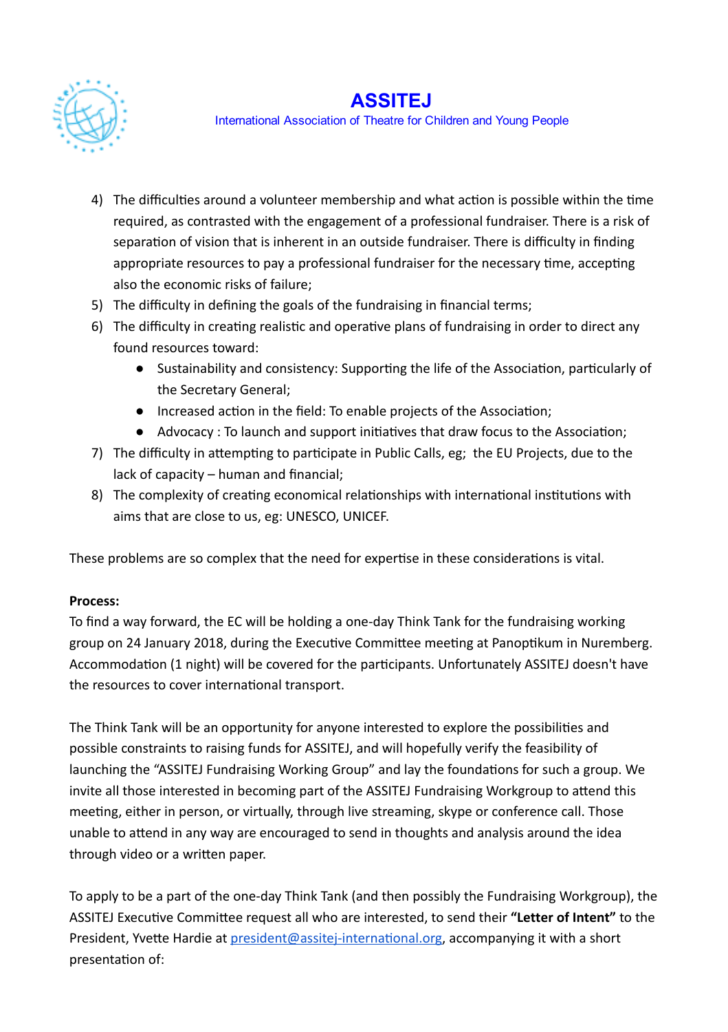4) The difficulties around a volunteer membership and what action is possible within the time required, as contrasted with the engagement of a professional fundraiser. There is a risk of separation of vision that is inherent in an outside fundraiser. There is difficulty in finding appropriate resources to pay a professional fundraiser for the necessary time, accepting also the economic risks of failure;
5) The difficulty in defining the goals of the fundraising in financial terms;
6) The difficulty in creating realistic and operative plans of fundraising in order to direct any found resources toward:
   - Sustainability and consistency: Supporting the life of the Association, particularly of the Secretary General;
   - Increased action in the field: To enable projects of the Association;
   - Advocacy : To launch and support initiatives that draw focus to the Association;
7) The difficulty in attempting to participate in Public Calls, eg; the EU Projects, due to the lack of capacity – human and financial;
8) The complexity of creating economical relationships with international institutions with aims that are close to us, eg: UNESCO, UNICEF.

These problems are so complex that the need for expertise in these considerations is vital.

**Process:**
To find a way forward, the EC will be holding a one-day Think Tank for the fundraising working group on 24 January 2018, during the Executive Committee meeting at Panoptikum in Nuremberg. Accommodation (1 night) will be covered for the participants. Unfortunately ASSITEJ doesn't have the resources to cover international transport.

The Think Tank will be an opportunity for anyone interested to explore the possibilities and possible constraints to raising funds for ASSITEJ, and will hopefully verify the feasibility of launching the "ASSITEJ Fundraising Working Group" and lay the foundations for such a group. We invite all those interested in becoming part of the ASSITEJ Fundraising Workgroup to attend this meeting, either in person, or virtually, through live streaming, skype or conference call. Those unable to attend in any way are encouraged to send in thoughts and analysis around the idea through video or a written paper.

To apply to be a part of the one-day Think Tank (and then possibly the Fundraising Workgroup), the ASSITEJ Executive Committee request all who are interested, to send their **"Letter of Intent"** to the President, Yvette Hardie at president@assitej-international.org, accompanying it with a short presentation of: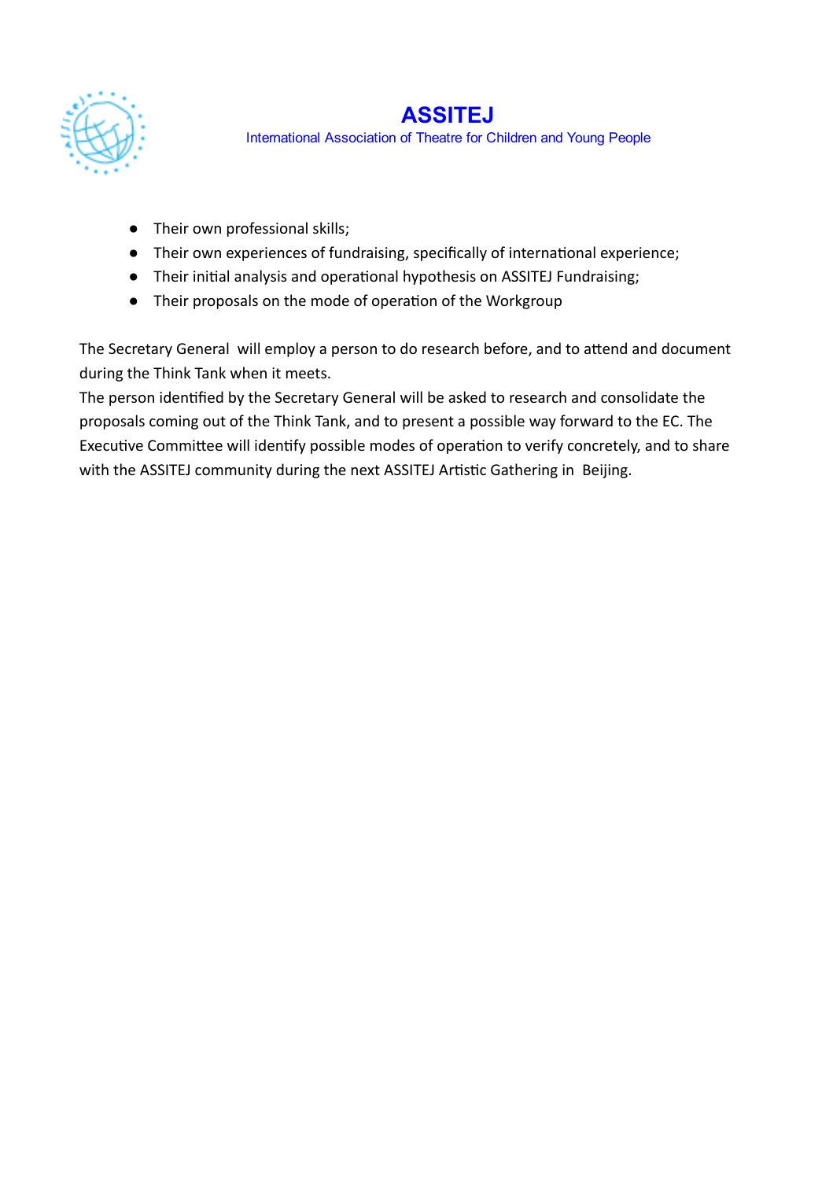- Their own professional skills;
- Their own experiences of fundraising, specifically of international experience;
- Their initial analysis and operational hypothesis on ASSITEJ Fundraising;
- Their proposals on the mode of operation of the Workgroup

The Secretary General will employ a person to do research before, and to attend and document during the Think Tank when it meets.
The person identified by the Secretary General will be asked to research and consolidate the proposals coming out of the Think Tank, and to present a possible way forward to the EC. The Executive Committee will identify possible modes of operation to verify concretely, and to share with the ASSITEJ community during the next ASSITEJ Artistic Gathering in Beijing.